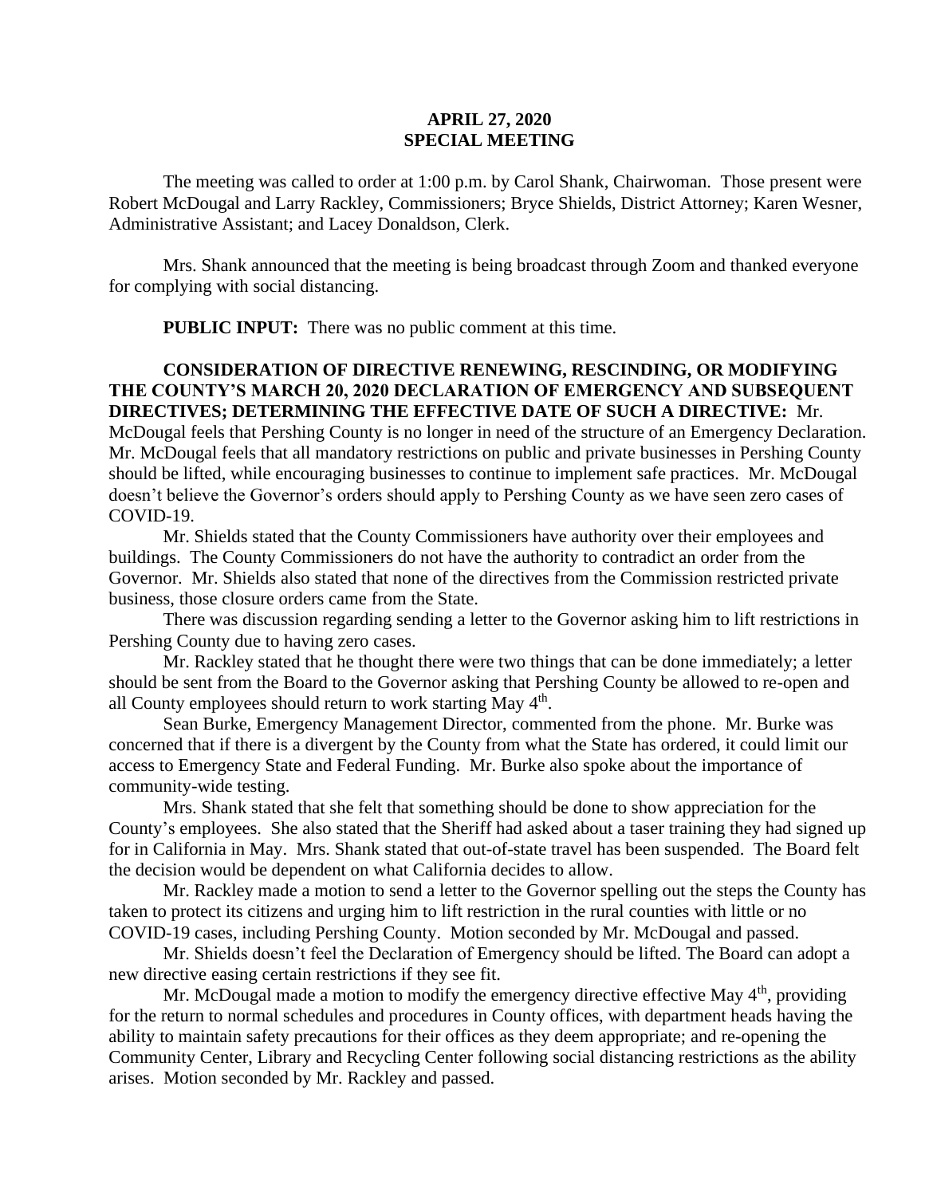**APRIL 27, 2020**
**SPECIAL MEETING**

The meeting was called to order at 1:00 p.m. by Carol Shank, Chairwoman. Those present were Robert McDougal and Larry Rackley, Commissioners; Bryce Shields, District Attorney; Karen Wesner, Administrative Assistant; and Lacey Donaldson, Clerk.

Mrs. Shank announced that the meeting is being broadcast through Zoom and thanked everyone for complying with social distancing.

**PUBLIC INPUT:** There was no public comment at this time.

**CONSIDERATION OF DIRECTIVE RENEWING, RESCINDING, OR MODIFYING THE COUNTY'S MARCH 20, 2020 DECLARATION OF EMERGENCY AND SUBSEQUENT DIRECTIVES; DETERMINING THE EFFECTIVE DATE OF SUCH A DIRECTIVE:** Mr. McDougal feels that Pershing County is no longer in need of the structure of an Emergency Declaration. Mr. McDougal feels that all mandatory restrictions on public and private businesses in Pershing County should be lifted, while encouraging businesses to continue to implement safe practices. Mr. McDougal doesn't believe the Governor's orders should apply to Pershing County as we have seen zero cases of COVID-19.

Mr. Shields stated that the County Commissioners have authority over their employees and buildings. The County Commissioners do not have the authority to contradict an order from the Governor. Mr. Shields also stated that none of the directives from the Commission restricted private business, those closure orders came from the State.

There was discussion regarding sending a letter to the Governor asking him to lift restrictions in Pershing County due to having zero cases.

Mr. Rackley stated that he thought there were two things that can be done immediately; a letter should be sent from the Board to the Governor asking that Pershing County be allowed to re-open and all County employees should return to work starting May 4th.

Sean Burke, Emergency Management Director, commented from the phone. Mr. Burke was concerned that if there is a divergent by the County from what the State has ordered, it could limit our access to Emergency State and Federal Funding. Mr. Burke also spoke about the importance of community-wide testing.

Mrs. Shank stated that she felt that something should be done to show appreciation for the County's employees. She also stated that the Sheriff had asked about a taser training they had signed up for in California in May. Mrs. Shank stated that out-of-state travel has been suspended. The Board felt the decision would be dependent on what California decides to allow.

Mr. Rackley made a motion to send a letter to the Governor spelling out the steps the County has taken to protect its citizens and urging him to lift restriction in the rural counties with little or no COVID-19 cases, including Pershing County. Motion seconded by Mr. McDougal and passed.

Mr. Shields doesn't feel the Declaration of Emergency should be lifted. The Board can adopt a new directive easing certain restrictions if they see fit.

Mr. McDougal made a motion to modify the emergency directive effective May 4th, providing for the return to normal schedules and procedures in County offices, with department heads having the ability to maintain safety precautions for their offices as they deem appropriate; and re-opening the Community Center, Library and Recycling Center following social distancing restrictions as the ability arises. Motion seconded by Mr. Rackley and passed.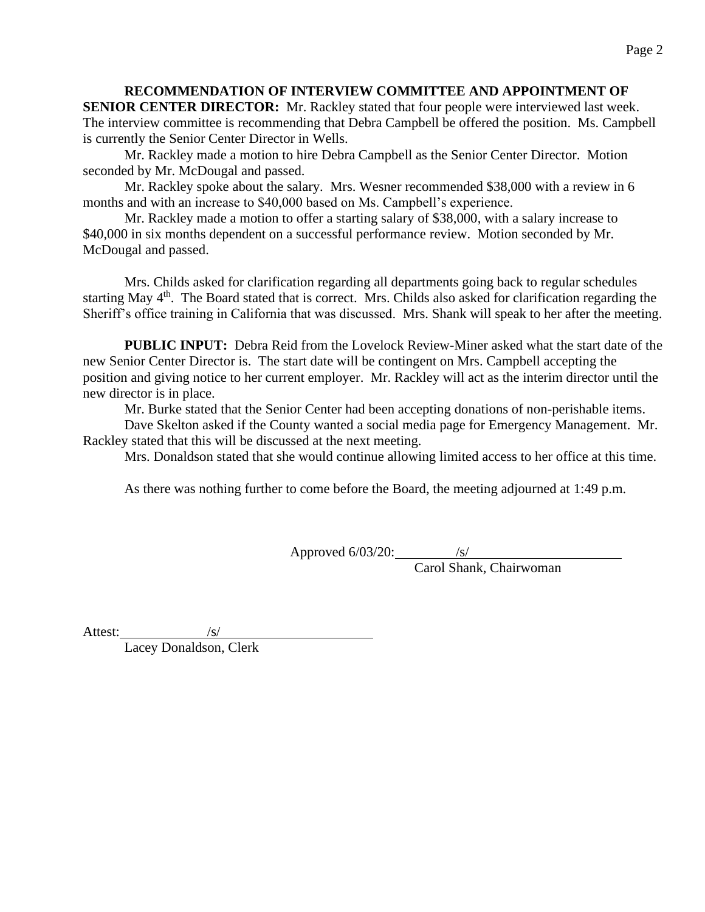**RECOMMENDATION OF INTERVIEW COMMITTEE AND APPOINTMENT OF SENIOR CENTER DIRECTOR:** Mr. Rackley stated that four people were interviewed last week. The interview committee is recommending that Debra Campbell be offered the position. Ms. Campbell is currently the Senior Center Director in Wells.

Mr. Rackley made a motion to hire Debra Campbell as the Senior Center Director. Motion seconded by Mr. McDougal and passed.

Mr. Rackley spoke about the salary. Mrs. Wesner recommended \$38,000 with a review in 6 months and with an increase to \$40,000 based on Ms. Campbell's experience.

Mr. Rackley made a motion to offer a starting salary of \$38,000, with a salary increase to \$40,000 in six months dependent on a successful performance review. Motion seconded by Mr. McDougal and passed.

Mrs. Childs asked for clarification regarding all departments going back to regular schedules starting May 4th. The Board stated that is correct. Mrs. Childs also asked for clarification regarding the Sheriff's office training in California that was discussed. Mrs. Shank will speak to her after the meeting.

**PUBLIC INPUT:** Debra Reid from the Lovelock Review-Miner asked what the start date of the new Senior Center Director is. The start date will be contingent on Mrs. Campbell accepting the position and giving notice to her current employer. Mr. Rackley will act as the interim director until the new director is in place.

Mr. Burke stated that the Senior Center had been accepting donations of non-perishable items.

Dave Skelton asked if the County wanted a social media page for Emergency Management. Mr. Rackley stated that this will be discussed at the next meeting.

Mrs. Donaldson stated that she would continue allowing limited access to her office at this time.

As there was nothing further to come before the Board, the meeting adjourned at 1:49 p.m.

Approved 6/03/20: /s/
Carol Shank, Chairwoman

Attest: /s/
Lacey Donaldson, Clerk